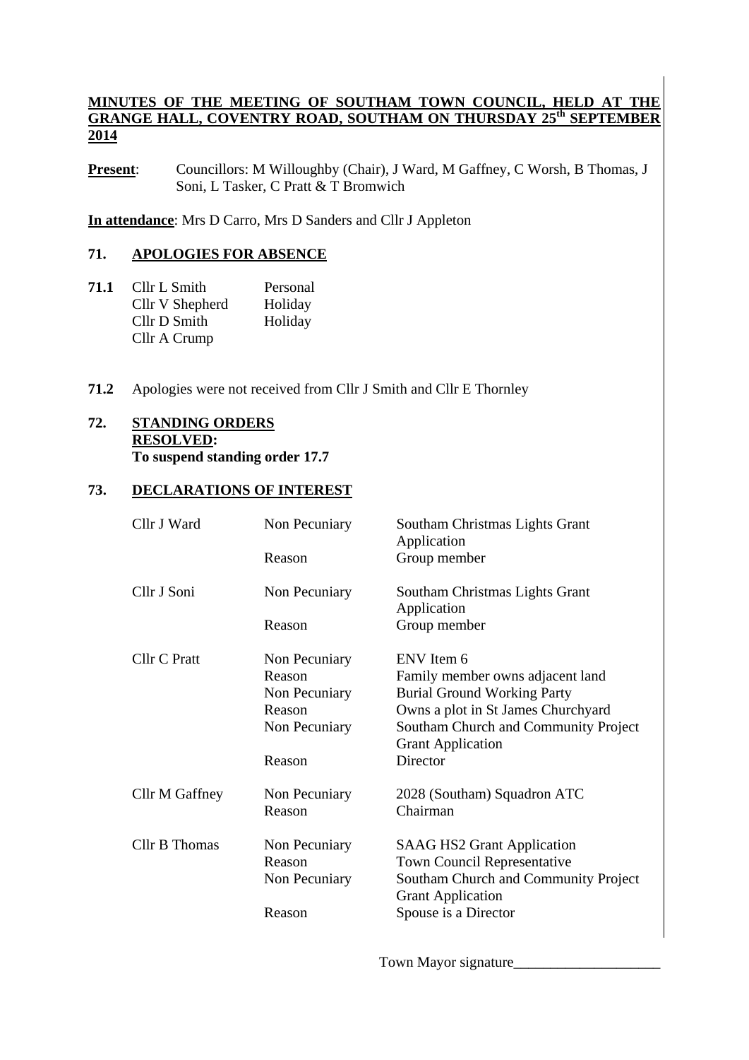**MINUTES OF THE MEETING OF SOUTHAM TOWN COUNCIL, HELD AT THE GRANGE HALL, COVENTRY ROAD, SOUTHAM ON THURSDAY 25th SEPTEMBER 2014**

**Present**: Councillors: M Willoughby (Chair), J Ward, M Gaffney, C Worsh, B Thomas, J Soni, L Tasker, C Pratt & T Bromwich

**In attendance**: Mrs D Carro, Mrs D Sanders and Cllr J Appleton

## 71. APOLOGIES FOR ABSENCE

**71.1**

| | |
|---|---|
| Cllr L Smith | Personal |
| Cllr V Shepherd | Holiday |
| Cllr D Smith | Holiday |
| Cllr A Crump | |

**71.2** Apologies were not received from Cllr J Smith and Cllr E Thornley

## 72. STANDING ORDERS

**RESOLVED:**
**To suspend standing order 17.7**

## 73. DECLARATIONS OF INTEREST

| | | |
|---|---|---|
| Cllr J Ward | Non Pecuniary | Southam Christmas Lights Grant Application |
| | Reason | Group member |
| Cllr J Soni | Non Pecuniary | Southam Christmas Lights Grant Application |
| | Reason | Group member |
| Cllr C Pratt | Non Pecuniary | ENV Item 6 |
| | Reason | Family member owns adjacent land |
| | Non Pecuniary | Burial Ground Working Party |
| | Reason | Owns a plot in St James Churchyard |
| | Non Pecuniary | Southam Church and Community Project Grant Application |
| | Reason | Director |
| Cllr M Gaffney | Non Pecuniary | 2028 (Southam) Squadron ATC |
| | Reason | Chairman |
| Cllr B Thomas | Non Pecuniary | SAAG HS2 Grant Application |
| | Reason | Town Council Representative |
| | Non Pecuniary | Southam Church and Community Project Grant Application |
| | Reason | Spouse is a Director |

Town Mayor signature____________________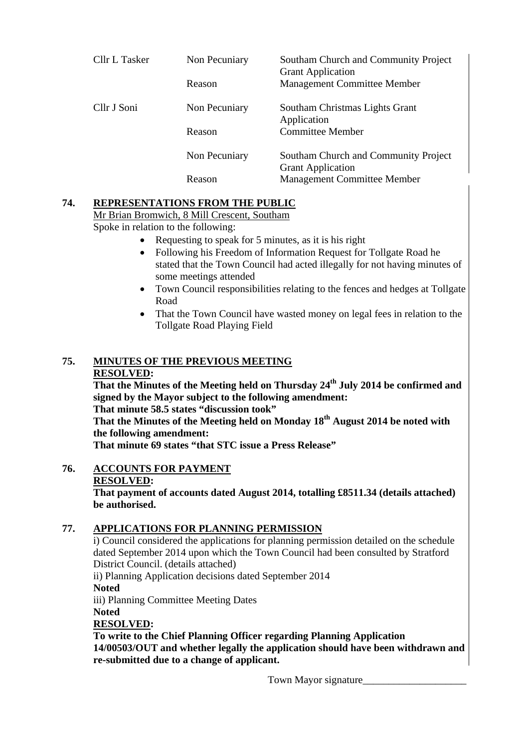| | | |
|---|---|---|
| Cllr L Tasker | Non Pecuniary | Southam Church and Community Project Grant Application |
| | Reason | Management Committee Member |
| Cllr J Soni | Non Pecuniary | Southam Christmas Lights Grant Application |
| | Reason | Committee Member |
| | Non Pecuniary | Southam Church and Community Project Grant Application |
| | Reason | Management Committee Member |

**74. REPRESENTATIONS FROM THE PUBLIC**

Mr Brian Bromwich, 8 Mill Crescent, Southam

Spoke in relation to the following:

- Requesting to speak for 5 minutes, as it is his right
- Following his Freedom of Information Request for Tollgate Road he stated that the Town Council had acted illegally for not having minutes of some meetings attended
- Town Council responsibilities relating to the fences and hedges at Tollgate Road
- That the Town Council have wasted money on legal fees in relation to the Tollgate Road Playing Field

**75. MINUTES OF THE PREVIOUS MEETING**

**RESOLVED:**

**That the Minutes of the Meeting held on Thursday 24th July 2014 be confirmed and signed by the Mayor subject to the following amendment:**

**That minute 58.5 states "discussion took"**

**That the Minutes of the Meeting held on Monday 18th August 2014 be noted with the following amendment:**

**That minute 69 states "that STC issue a Press Release"**

**76. ACCOUNTS FOR PAYMENT**

**RESOLVED:**

**That payment of accounts dated August 2014, totalling £8511.34 (details attached) be authorised.**

**77. APPLICATIONS FOR PLANNING PERMISSION**

i) Council considered the applications for planning permission detailed on the schedule dated September 2014 upon which the Town Council had been consulted by Stratford District Council. (details attached)

ii) Planning Application decisions dated September 2014

**Noted**

iii) Planning Committee Meeting Dates

**Noted**

**RESOLVED:**

**To write to the Chief Planning Officer regarding Planning Application 14/00503/OUT and whether legally the application should have been withdrawn and re-submitted due to a change of applicant.**

Town Mayor signature____________________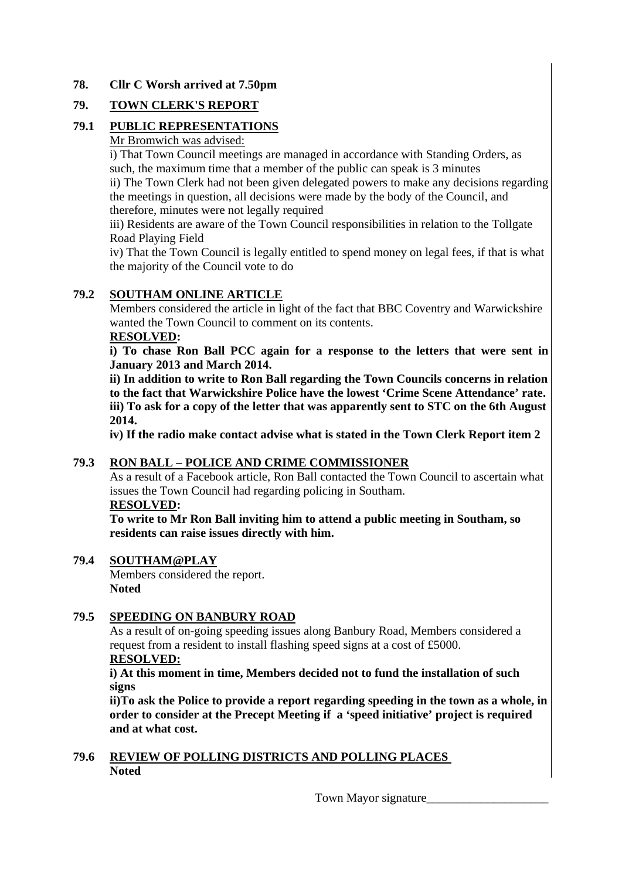**78. Cllr C Worsh arrived at 7.50pm**

## 79. TOWN CLERK'S REPORT

### 79.1 PUBLIC REPRESENTATIONS

Mr Bromwich was advised:

i) That Town Council meetings are managed in accordance with Standing Orders, as such, the maximum time that a member of the public can speak is 3 minutes

ii) The Town Clerk had not been given delegated powers to make any decisions regarding the meetings in question, all decisions were made by the body of the Council, and therefore, minutes were not legally required

iii) Residents are aware of the Town Council responsibilities in relation to the Tollgate Road Playing Field

iv) That the Town Council is legally entitled to spend money on legal fees, if that is what the majority of the Council vote to do

### 79.2 SOUTHAM ONLINE ARTICLE

Members considered the article in light of the fact that BBC Coventry and Warwickshire wanted the Town Council to comment on its contents.

**RESOLVED:**

**i) To chase Ron Ball PCC again for a response to the letters that were sent in January 2013 and March 2014.**

**ii) In addition to write to Ron Ball regarding the Town Councils concerns in relation to the fact that Warwickshire Police have the lowest 'Crime Scene Attendance' rate.**

**iii) To ask for a copy of the letter that was apparently sent to STC on the 6th August 2014.**

**iv) If the radio make contact advise what is stated in the Town Clerk Report item 2**

### 79.3 RON BALL – POLICE AND CRIME COMMISSIONER

As a result of a Facebook article, Ron Ball contacted the Town Council to ascertain what issues the Town Council had regarding policing in Southam.

**RESOLVED:**

**To write to Mr Ron Ball inviting him to attend a public meeting in Southam, so residents can raise issues directly with him.**

### 79.4 SOUTHAM@PLAY

Members considered the report.

**Noted**

### 79.5 SPEEDING ON BANBURY ROAD

As a result of on-going speeding issues along Banbury Road, Members considered a request from a resident to install flashing speed signs at a cost of £5000.

**RESOLVED:**

**i) At this moment in time, Members decided not to fund the installation of such signs**

**ii)To ask the Police to provide a report regarding speeding in the town as a whole, in order to consider at the Precept Meeting if a 'speed initiative' project is required and at what cost.**

### 79.6 REVIEW OF POLLING DISTRICTS AND POLLING PLACES

**Noted**

Town Mayor signature____________________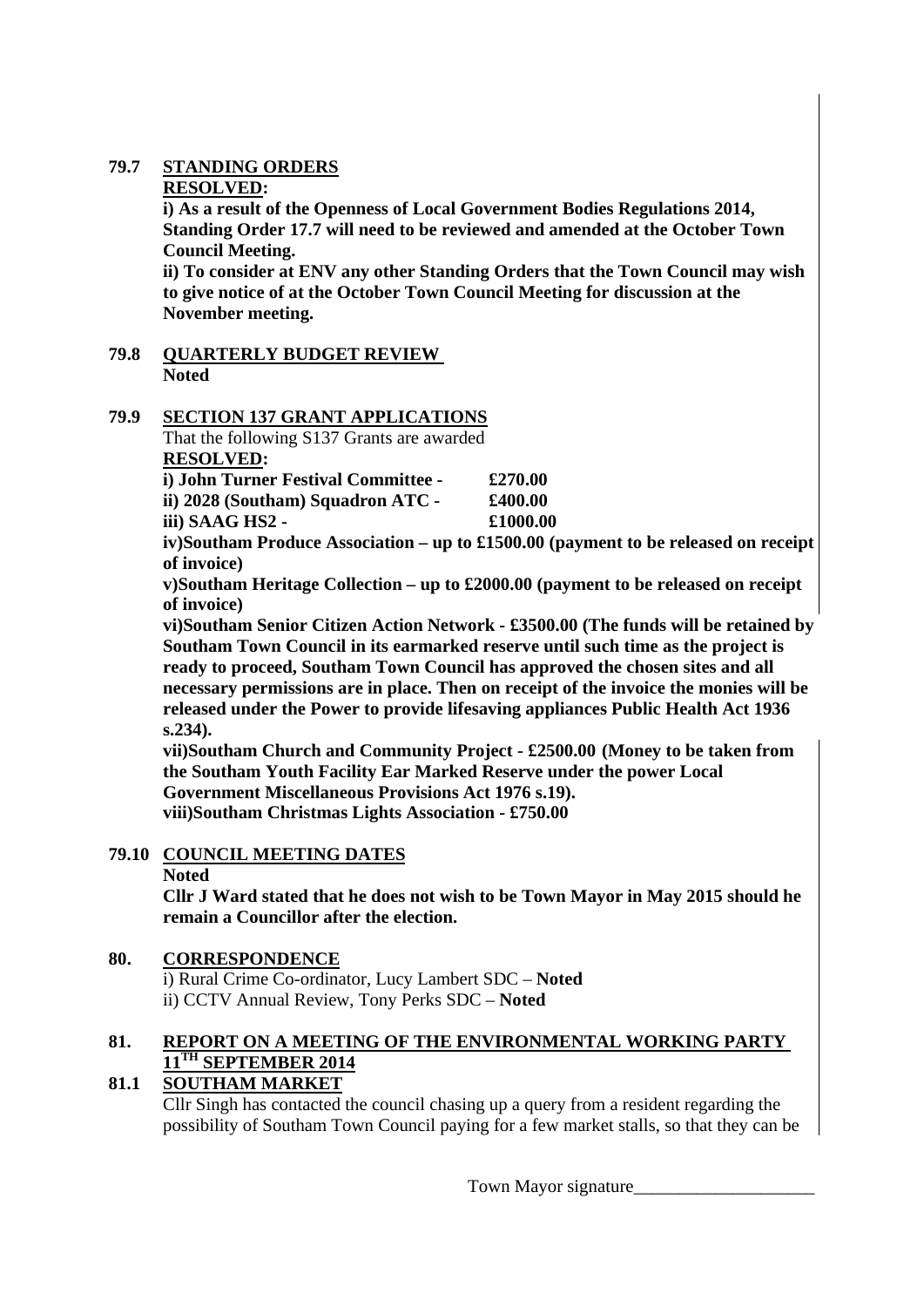**79.7 STANDING ORDERS**

**RESOLVED:**

**i) As a result of the Openness of Local Government Bodies Regulations 2014, Standing Order 17.7 will need to be reviewed and amended at the October Town Council Meeting.**

**ii) To consider at ENV any other Standing Orders that the Town Council may wish to give notice of at the October Town Council Meeting for discussion at the November meeting.**

**79.8 QUARTERLY BUDGET REVIEW**

**Noted**

**79.9 SECTION 137 GRANT APPLICATIONS**

That the following S137 Grants are awarded

**RESOLVED:**

**i) John Turner Festival Committee - £270.00**

**ii) 2028 (Southam) Squadron ATC - £400.00**

**iii) SAAG HS2 - £1000.00**

**iv)Southam Produce Association – up to £1500.00 (payment to be released on receipt of invoice)**

**v)Southam Heritage Collection – up to £2000.00 (payment to be released on receipt of invoice)**

**vi)Southam Senior Citizen Action Network - £3500.00 (The funds will be retained by Southam Town Council in its earmarked reserve until such time as the project is ready to proceed, Southam Town Council has approved the chosen sites and all necessary permissions are in place. Then on receipt of the invoice the monies will be released under the Power to provide lifesaving appliances Public Health Act 1936 s.234).**

**vii)Southam Church and Community Project - £2500.00 (Money to be taken from the Southam Youth Facility Ear Marked Reserve under the power Local Government Miscellaneous Provisions Act 1976 s.19).**

**viii)Southam Christmas Lights Association - £750.00**

**79.10 COUNCIL MEETING DATES**

**Noted**

**Cllr J Ward stated that he does not wish to be Town Mayor in May 2015 should he remain a Councillor after the election.**

**80. CORRESPONDENCE**

i) Rural Crime Co-ordinator, Lucy Lambert SDC – **Noted**

ii) CCTV Annual Review, Tony Perks SDC – **Noted**

**81. REPORT ON A MEETING OF THE ENVIRONMENTAL WORKING PARTY 11TH SEPTEMBER 2014**

**81.1 SOUTHAM MARKET**

Cllr Singh has contacted the council chasing up a query from a resident regarding the possibility of Southam Town Council paying for a few market stalls, so that they can be

Town Mayor signature____________________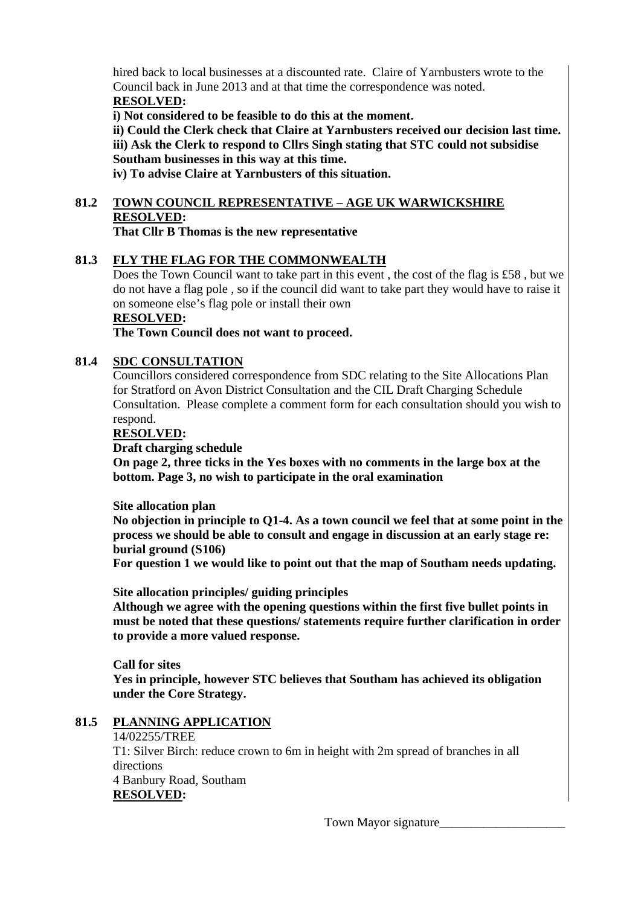hired back to local businesses at a discounted rate. Claire of Yarnbusters wrote to the Council back in June 2013 and at that time the correspondence was noted.

**RESOLVED:**

**i) Not considered to be feasible to do this at the moment.**

**ii) Could the Clerk check that Claire at Yarnbusters received our decision last time.**

**iii) Ask the Clerk to respond to Cllrs Singh stating that STC could not subsidise Southam businesses in this way at this time.**

**iv) To advise Claire at Yarnbusters of this situation.**

## 81.2 TOWN COUNCIL REPRESENTATIVE – AGE UK WARWICKSHIRE

**RESOLVED:**

**That Cllr B Thomas is the new representative**

## 81.3 FLY THE FLAG FOR THE COMMONWEALTH

Does the Town Council want to take part in this event , the cost of the flag is £58 , but we do not have a flag pole , so if the council did want to take part they would have to raise it on someone else's flag pole or install their own

**RESOLVED:**

**The Town Council does not want to proceed.**

## 81.4 SDC CONSULTATION

Councillors considered correspondence from SDC relating to the Site Allocations Plan for Stratford on Avon District Consultation and the CIL Draft Charging Schedule Consultation. Please complete a comment form for each consultation should you wish to respond.

**RESOLVED:**

**Draft charging schedule**

**On page 2, three ticks in the Yes boxes with no comments in the large box at the bottom. Page 3, no wish to participate in the oral examination**

**Site allocation plan**

**No objection in principle to Q1-4. As a town council we feel that at some point in the process we should be able to consult and engage in discussion at an early stage re: burial ground (S106)**

**For question 1 we would like to point out that the map of Southam needs updating.**

**Site allocation principles/ guiding principles**

**Although we agree with the opening questions within the first five bullet points in must be noted that these questions/ statements require further clarification in order to provide a more valued response.**

**Call for sites**

**Yes in principle, however STC believes that Southam has achieved its obligation under the Core Strategy.**

## 81.5 PLANNING APPLICATION

14/02255/TREE

T1: Silver Birch: reduce crown to 6m in height with 2m spread of branches in all directions

4 Banbury Road, Southam

**RESOLVED:**

Town Mayor signature____________________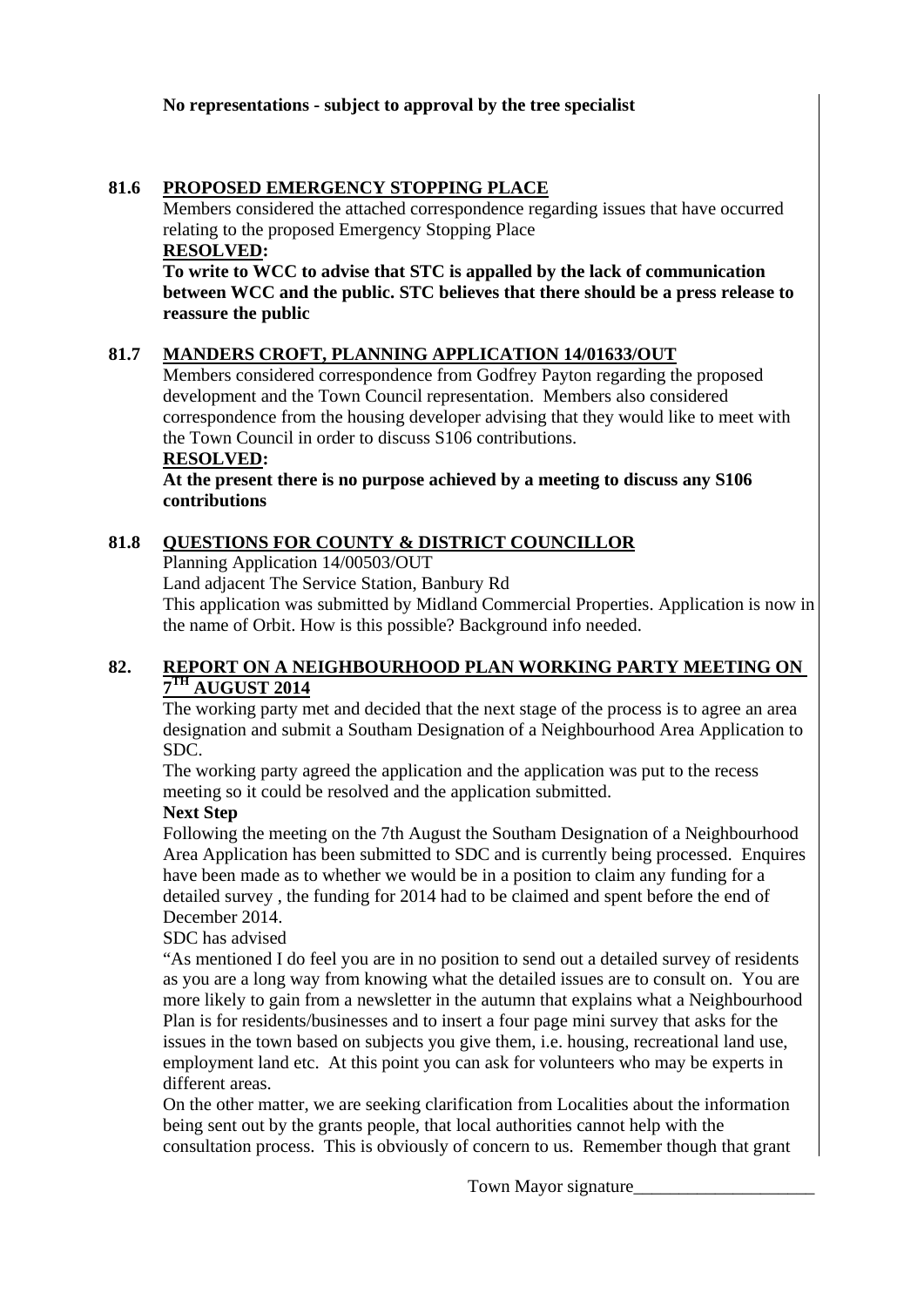**No representations - subject to approval by the tree specialist**

## 81.6 PROPOSED EMERGENCY STOPPING PLACE

Members considered the attached correspondence regarding issues that have occurred relating to the proposed Emergency Stopping Place

**RESOLVED:**

**To write to WCC to advise that STC is appalled by the lack of communication between WCC and the public. STC believes that there should be a press release to reassure the public**

## 81.7 MANDERS CROFT, PLANNING APPLICATION 14/01633/OUT

Members considered correspondence from Godfrey Payton regarding the proposed development and the Town Council representation. Members also considered correspondence from the housing developer advising that they would like to meet with the Town Council in order to discuss S106 contributions.

**RESOLVED:**

**At the present there is no purpose achieved by a meeting to discuss any S106 contributions**

## 81.8 QUESTIONS FOR COUNTY & DISTRICT COUNCILLOR

Planning Application 14/00503/OUT

Land adjacent The Service Station, Banbury Rd

This application was submitted by Midland Commercial Properties. Application is now in the name of Orbit. How is this possible? Background info needed.

## 82. REPORT ON A NEIGHBOURHOOD PLAN WORKING PARTY MEETING ON 7TH AUGUST 2014

The working party met and decided that the next stage of the process is to agree an area designation and submit a Southam Designation of a Neighbourhood Area Application to SDC.

The working party agreed the application and the application was put to the recess meeting so it could be resolved and the application submitted.

**Next Step**

Following the meeting on the 7th August the Southam Designation of a Neighbourhood Area Application has been submitted to SDC and is currently being processed. Enquires have been made as to whether we would be in a position to claim any funding for a detailed survey , the funding for 2014 had to be claimed and spent before the end of December 2014.

SDC has advised

"As mentioned I do feel you are in no position to send out a detailed survey of residents as you are a long way from knowing what the detailed issues are to consult on. You are more likely to gain from a newsletter in the autumn that explains what a Neighbourhood Plan is for residents/businesses and to insert a four page mini survey that asks for the issues in the town based on subjects you give them, i.e. housing, recreational land use, employment land etc. At this point you can ask for volunteers who may be experts in different areas.

On the other matter, we are seeking clarification from Localities about the information being sent out by the grants people, that local authorities cannot help with the consultation process. This is obviously of concern to us. Remember though that grant

Town Mayor signature____________________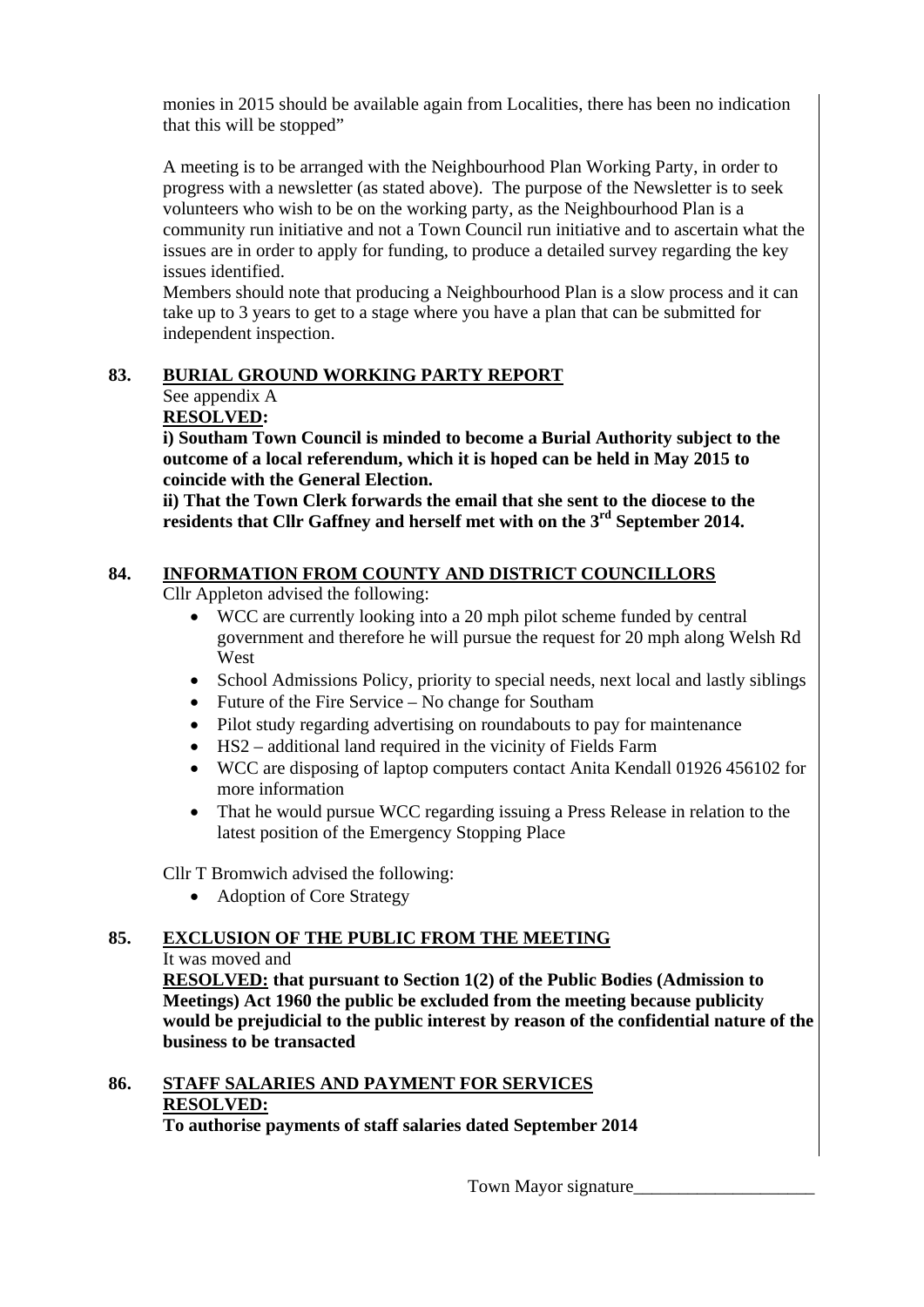monies in 2015 should be available again from Localities, there has been no indication that this will be stopped"

A meeting is to be arranged with the Neighbourhood Plan Working Party, in order to progress with a newsletter (as stated above). The purpose of the Newsletter is to seek volunteers who wish to be on the working party, as the Neighbourhood Plan is a community run initiative and not a Town Council run initiative and to ascertain what the issues are in order to apply for funding, to produce a detailed survey regarding the key issues identified.

Members should note that producing a Neighbourhood Plan is a slow process and it can take up to 3 years to get to a stage where you have a plan that can be submitted for independent inspection.

**83. BURIAL GROUND WORKING PARTY REPORT**

See appendix A

**RESOLVED:**

**i) Southam Town Council is minded to become a Burial Authority subject to the outcome of a local referendum, which it is hoped can be held in May 2015 to coincide with the General Election.**

**ii) That the Town Clerk forwards the email that she sent to the diocese to the residents that Cllr Gaffney and herself met with on the 3rd September 2014.**

**84. INFORMATION FROM COUNTY AND DISTRICT COUNCILLORS**

Cllr Appleton advised the following:

- WCC are currently looking into a 20 mph pilot scheme funded by central government and therefore he will pursue the request for 20 mph along Welsh Rd West
- School Admissions Policy, priority to special needs, next local and lastly siblings
- Future of the Fire Service – No change for Southam
- Pilot study regarding advertising on roundabouts to pay for maintenance
- HS2 – additional land required in the vicinity of Fields Farm
- WCC are disposing of laptop computers contact Anita Kendall 01926 456102 for more information
- That he would pursue WCC regarding issuing a Press Release in relation to the latest position of the Emergency Stopping Place

Cllr T Bromwich advised the following:

- Adoption of Core Strategy

**85. EXCLUSION OF THE PUBLIC FROM THE MEETING**

It was moved and

**RESOLVED: that pursuant to Section 1(2) of the Public Bodies (Admission to Meetings) Act 1960 the public be excluded from the meeting because publicity would be prejudicial to the public interest by reason of the confidential nature of the business to be transacted**

**86. STAFF SALARIES AND PAYMENT FOR SERVICES**

**RESOLVED:**

**To authorise payments of staff salaries dated September 2014**

Town Mayor signature____________________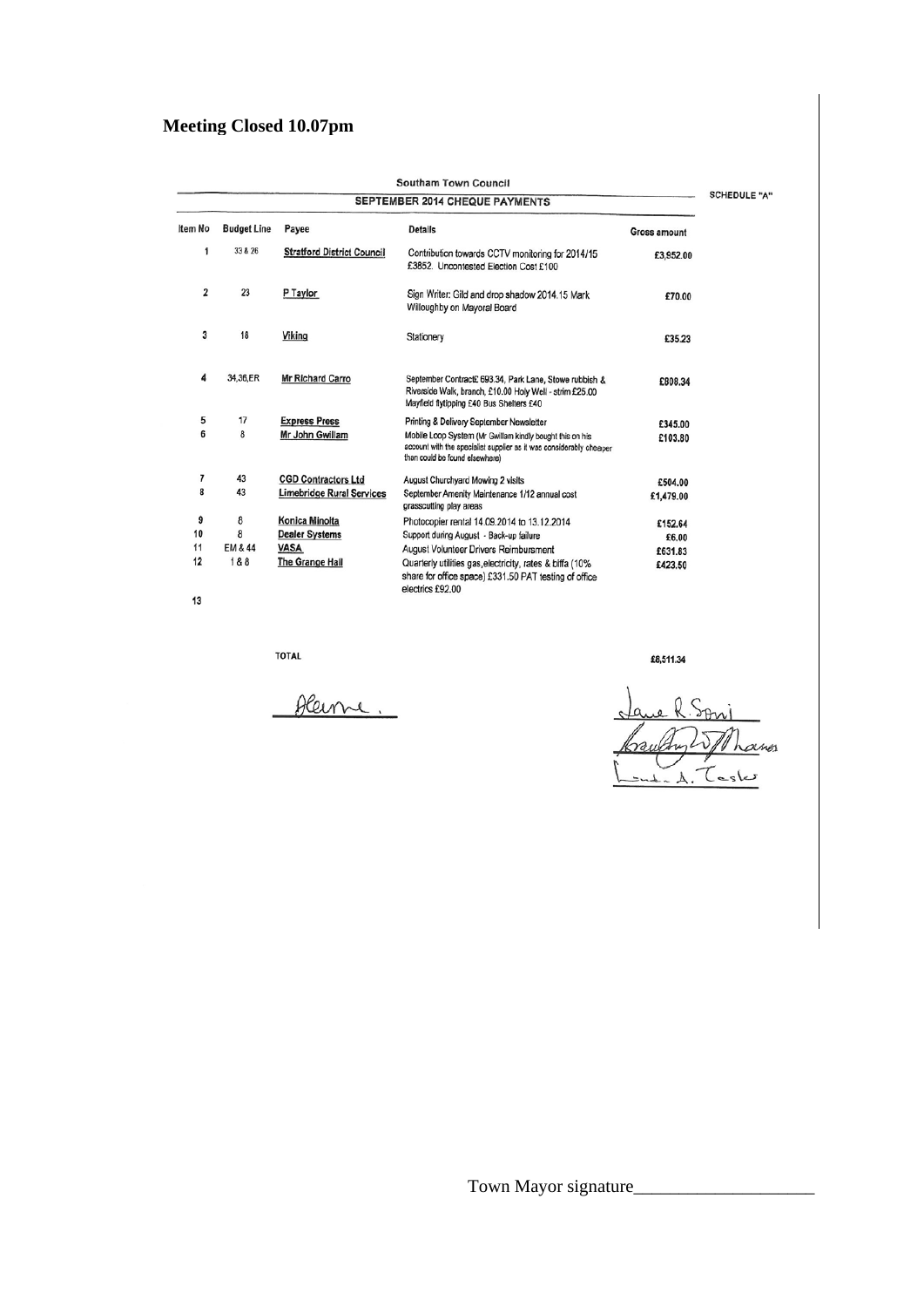**Meeting Closed 10.07pm**

Southam Town Council

SEPTEMBER 2014 CHEQUE PAYMENTS

SCHEDULE "A"

| Item No | Budget Line | Payee | Details | Gross amount |
|---|---|---|---|---|
| 1 | 33 & 26 | Stratford District Council | Contribution towards CCTV monitoring for 2014/15 £3852. Uncontested Election Cost £100 | £3,952.00 |
| 2 | 23 | P Taylor | Sign Writer: Gild and drop shadow 2014.15 Mark Willoughby on Mayoral Board | £70.00 |
| 3 | 18 | Viking | Stationery | £35.23 |
| 4 | 34,36,ER | Mr Richard Carro | September Contract£ 693.34, Park Lane, Stowe rubbish & Riverside Walk, branch, £10.00 Holy Well - strim £25.00 Mayfield flytipping £40 Bus Shelters £40 | £808.34 |
| 5 | 17 | Express Press | Printing & Delivery September Newsletter | £345.00 |
| 6 | 8 | Mr John Gwillam | Mobile Loop System (Mr Gwillam kindly bought this on his account with the specialist supplier as it was considerably cheaper than could be found elsewhere) | £103.80 |
| 7 | 43 | CGD Contractors Ltd | August Churchyard Mowing 2 visits | £504.00 |
| 8 | 43 | Limebridge Rural Services | September Amenity Maintenance 1/12 annual cost grasscutting play areas | £1,479.00 |
| 9 | 8 | Konica Minolta | Photocopier rental 14.09.2014 to 13.12.2014 | £152.64 |
| 10 | 8 | Dealer Systems | Support during August - Back-up failure | £6.00 |
| 11 | EM & 44 | VASA | August Volunteer Drivers Reimbursment | £631.83 |
| 12 | 1 & 8 | The Grange Hall | Quarterly utilities gas,electricity, rates & biffa (10% share for office space) £331.50 PAT testing of office electrics £92.00 | £423.50 |
| 13 | | | | |
| | | TOTAL | | £8,511.34 |

Town Mayor signature___________________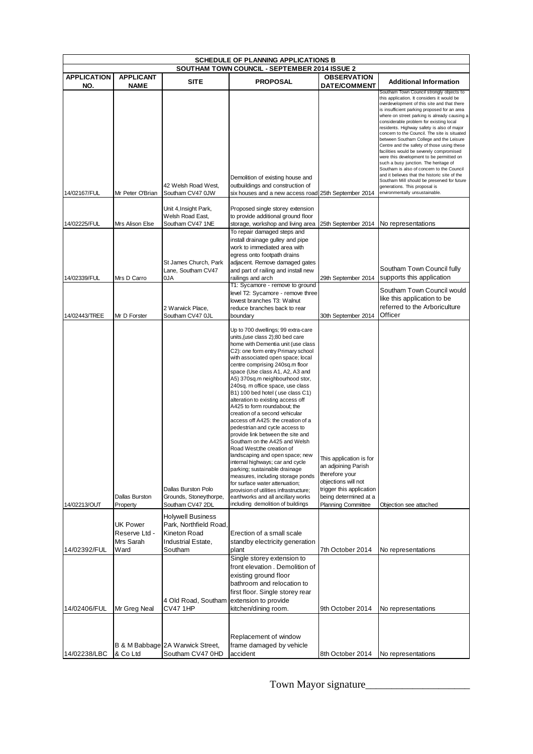| SCHEDULE OF PLANNING APPLICATIONS B | | | | | |
|---|---|---|---|---|---|
| SOUTHAM TOWN COUNCIL - SEPTEMBER 2014 ISSUE 2 | | | | | |
| **APPLICATION NO.** | **APPLICANT NAME** | **SITE** | **PROPOSAL** | **OBSERVATION DATE/COMMENT** | **Additional Information** |
| 14/02167/FUL | Mr Peter O'Brian | 42 Welsh Road West, Southam CV47 0JW | Demolition of existing house and outbuildings and construction of six houses and a new access road | 25th September 2014 | Southam Town Council strongly objects to this application. It considers it would be overdevelopment of this site and that there is insufficient parking proposed for an area where on street parking is already causing a considerable problem for existing local residents. Highway safety is also of major concern to the Council. The site is situated between Southam College and the Leisure Centre and the safety of those using these facilities would be severely compromised were this development to be permitted on such a busy junction. The heritage of Southam is also of concern to the Council and it believes that the historic site of the Southam Mill should be preserved for future generations. This proposal is environmentally unsustainable. |
| 14/02225/FUL | Mrs Alison Else | Unit 4, Insight Park, Welsh Road East, Southam CV47 1NE | Proposed single storey extension to provide additional ground floor storage, workshop and living area | 25th September 2014 | No representations |
| 14/02339/FUL | Mrs D Carro | St James Church, Park Lane, Southam CV47 0JA | To repair damaged steps and install drainage gulley and pipe work to immediated area with egress onto footpath drains adjacent. Remove damaged gates and part of railing and install new railings and arch | 29th September 2014 | Southam Town Council fully supports this application |
| 14/02443/TREE | Mr D Forster | 2 Warwick Place, Southam CV47 0JL | T1: Sycamore - remove to ground level T2: Sycamore - remove three lowest branches T3: Walnut reduce branches back to rear boundary | 30th September 2014 | Southam Town Council would like this application to be referred to the Arboriculture Officer |
| 14/02213/OUT | Dallas Burston Property | Dallas Burston Polo Grounds, Stoneythorpe, Southam CV47 2DL | Up to 700 dwellings; 99 extra-care units,(use class 2);80 bed care home with Dementia unit (use class C2): one form entry Primary school with associated open space; local centre comprising 240sq.m floor space (Use class A1, A2, A3 and A5) 370sq.m neighbourhood stor, 240sq. m office space, use class B1) 100 bed hotel ( use class C1) alteration to existing access off A425 to form roundabout; the creation of a second vehicular access off A425: the creation of a pedestrian and cycle access to provide link between the site and Southam on the A425 and Welsh Road West;the creation of landscaping and open space; new internal highways; car and cycle parking; sustainable drainage measures, including storage ponds for surface water attenuation; provision of utilities infrastructure; earthworks and all ancillary works including demolition of buildings | This application is for an adjoining Parish therefore your objections will not trigger this application being determined at a Planning Committee | Objection see attached |
| 14/02392/FUL | UK Power Reserve Ltd - Mrs Sarah Ward | Holywell Business Park, Northfield Road, Kineton Road Industrial Estate, Southam | Erection of a small scale standby electricity generation plant | 7th October 2014 | No representations |
| 14/02406/FUL | Mr Greg Neal | 4 Old Road, Southam CV47 1HP | Single storey extension to front elevation . Demolition of existing ground floor bathroom and relocation to first floor. Single storey rear extension to provide kitchen/dining room. | 9th October 2014 | No representations |
| 14/02238/LBC | B & M Babbage & Co Ltd | 2A Warwick Street, Southam CV47 0HD | Replacement of window frame damaged by vehicle accident | 8th October 2014 | No representations |

Town Mayor signature____________________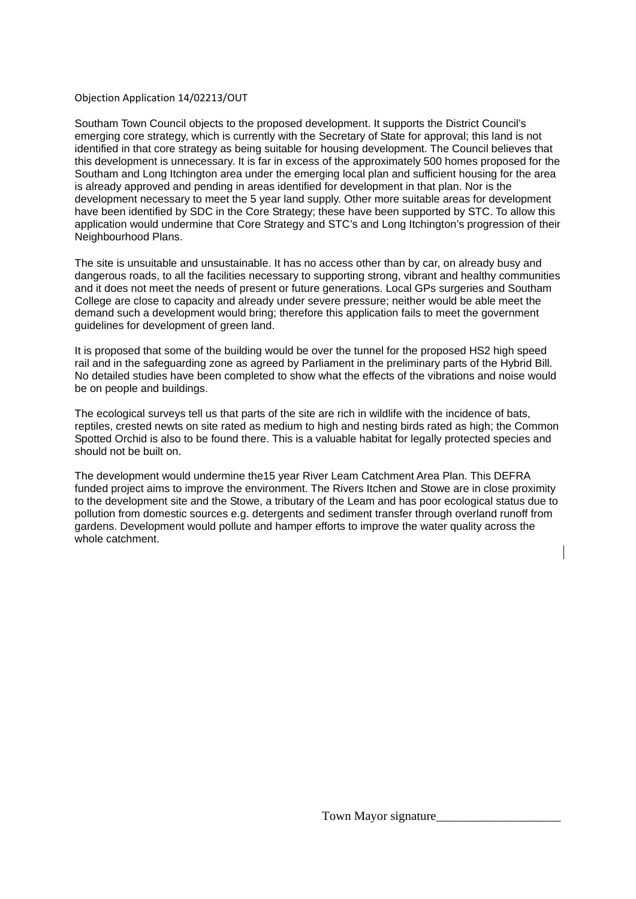Objection Application 14/02213/OUT

Southam Town Council objects to the proposed development. It supports the District Council's emerging core strategy, which is currently with the Secretary of State for approval; this land is not identified in that core strategy as being suitable for housing development. The Council believes that this development is unnecessary. It is far in excess of the approximately 500 homes proposed for the Southam and Long Itchington area under the emerging local plan and sufficient housing for the area is already approved and pending in areas identified for development in that plan. Nor is the development necessary to meet the 5 year land supply. Other more suitable areas for development have been identified by SDC in the Core Strategy; these have been supported by STC. To allow this application would undermine that Core Strategy and STC's and Long Itchington's progression of their Neighbourhood Plans.

The site is unsuitable and unsustainable. It has no access other than by car, on already busy and dangerous roads, to all the facilities necessary to supporting strong, vibrant and healthy communities and it does not meet the needs of present or future generations. Local GPs surgeries and Southam College are close to capacity and already under severe pressure; neither would be able meet the demand such a development would bring; therefore this application fails to meet the government guidelines for development of green land.

It is proposed that some of the building would be over the tunnel for the proposed HS2 high speed rail and in the safeguarding zone as agreed by Parliament in the preliminary parts of the Hybrid Bill. No detailed studies have been completed to show what the effects of the vibrations and noise would be on people and buildings.

The ecological surveys tell us that parts of the site are rich in wildlife with the incidence of bats, reptiles, crested newts on site rated as medium to high and nesting birds rated as high; the Common Spotted Orchid is also to be found there. This is a valuable habitat for legally protected species and should not be built on.

The development would undermine the15 year River Leam Catchment Area Plan. This DEFRA funded project aims to improve the environment. The Rivers Itchen and Stowe are in close proximity to the development site and the Stowe, a tributary of the Leam and has poor ecological status due to pollution from domestic sources e.g. detergents and sediment transfer through overland runoff from gardens. Development would pollute and hamper efforts to improve the water quality across the whole catchment.

Town Mayor signature___________________